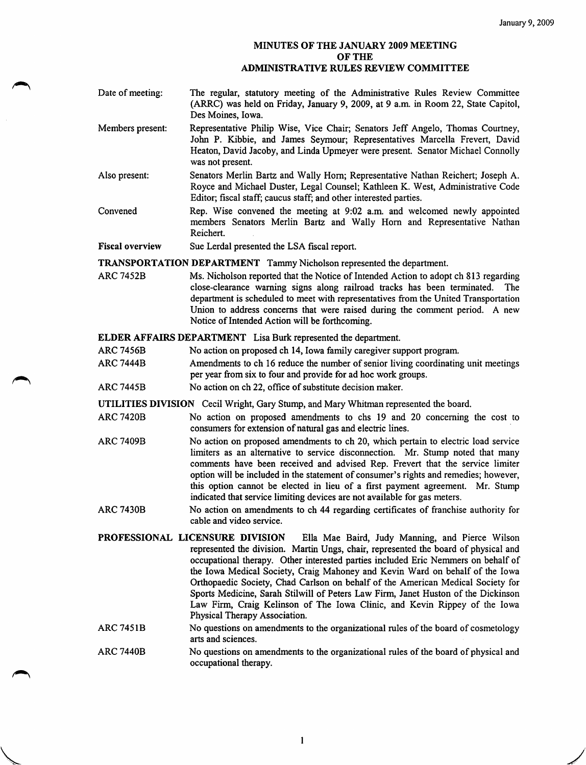# MINUTES OF THE JANUARY 2009 MEETING OF THE ADMINISTRATIVE RULES REVIEW COMMITTEE

**Date of meeting:** The regular, statutory meeting of the Administrative Rules Review Committee (ARRC) was held on Friday, January 9, 2009, at 9 a.m. in Room 22, State Capitol, Des Moines, Iowa.

**Members present:** Representative Philip Wise, Vice Chair; Senators Jeff Angelo, Thomas Courtney, John P. Kibbie, and James Seymour; Representatives Marcella Frevert, David Heaton, David Jacoby, and Linda Upmeyer were present. Senator Michael Connolly was not present.

**Also present:** Senators Merlin Bartz and Wally Horn; Representative Nathan Reichert; Joseph A. Royce and Michael Duster, Legal Counsel; Kathleen K. West, Administrative Code Editor; fiscal staff; caucus staff; and other interested parties.

**Convened** Rep. Wise convened the meeting at 9:02 a.m. and welcomed newly appointed members Senators Merlin Bartz and Wally Horn and Representative Nathan Reichert.

**Fiscal overview** Sue Lerdal presented the LSA fiscal report.

**TRANSPORTATION DEPARTMENT** Tammy Nicholson represented the department.

ARC 7452B — Ms. Nicholson reported that the Notice of Intended Action to adopt ch 813 regarding close-clearance warning signs along railroad tracks has been terminated. The department is scheduled to meet with representatives from the United Transportation Union to address concerns that were raised during the comment period. A new Notice of Intended Action will be forthcoming.

**ELDER AFFAIRS DEPARTMENT** Lisa Burk represented the department.

ARC 7456B — No action on proposed ch 14, Iowa family caregiver support program.

ARC 7444B — Amendments to ch 16 reduce the number of senior living coordinating unit meetings per year from six to four and provide for ad hoc work groups.

ARC 7445B — No action on ch 22, office of substitute decision maker.

**UTILITIES DIVISION** Cecil Wright, Gary Stump, and Mary Whitman represented the board.

ARC 7420B — No action on proposed amendments to chs 19 and 20 concerning the cost to consumers for extension of natural gas and electric lines.

ARC 7409B — No action on proposed amendments to ch 20, which pertain to electric load service limiters as an alternative to service disconnection. Mr. Stump noted that many comments have been received and advised Rep. Frevert that the service limiter option will be included in the statement of consumer's rights and remedies; however, this option cannot be elected in lieu of a first payment agreement. Mr. Stump indicated that service limiting devices are not available for gas meters.

ARC 7430B — No action on amendments to ch 44 regarding certificates of franchise authority for cable and video service.

**PROFESSIONAL LICENSURE DIVISION** Ella Mae Baird, Judy Manning, and Pierce Wilson represented the division. Martin Ungs, chair, represented the board of physical and occupational therapy. Other interested parties included Eric Nemmers on behalf of the Iowa Medical Society, Craig Mahoney and Kevin Ward on behalf of the Iowa Orthopaedic Society, Chad Carlson on behalf of the American Medical Society for Sports Medicine, Sarah Stilwill of Peters Law Firm, Janet Huston of the Dickinson Law Firm, Craig Kelinson of The Iowa Clinic, and Kevin Rippey of the Iowa Physical Therapy Association.

ARC 7451B — No questions on amendments to the organizational rules of the board of cosmetology arts and sciences.

ARC 7440B — No questions on amendments to the organizational rules of the board of physical and occupational therapy.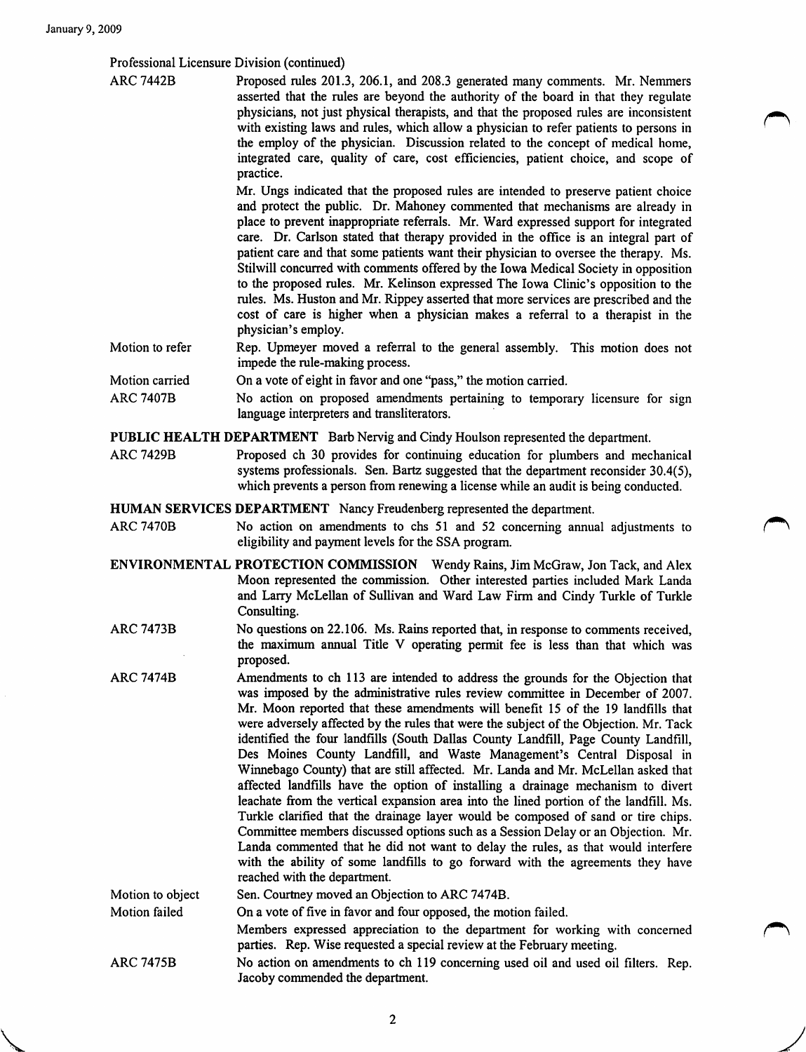Professional Licensure Division (continued)

**ARC 7442B** Proposed rules 201.3, 206.1, and 208.3 generated many comments. Mr. Nemmers asserted that the rules are beyond the authority of the board in that they regulate physicians, not just physical therapists, and that the proposed rules are inconsistent with existing laws and rules, which allow a physician to refer patients to persons in the employ of the physician. Discussion related to the concept of medical home, integrated care, quality of care, cost efficiencies, patient choice, and scope of practice.

Mr. Ungs indicated that the proposed rules are intended to preserve patient choice and protect the public. Dr. Mahoney commented that mechanisms are already in place to prevent inappropriate referrals. Mr. Ward expressed support for integrated care. Dr. Carlson stated that therapy provided in the office is an integral part of patient care and that some patients want their physician to oversee the therapy. Ms. Stilwill concurred with comments offered by the Iowa Medical Society in opposition to the proposed rules. Mr. Kelinson expressed The Iowa Clinic's opposition to the rules. Ms. Huston and Mr. Rippey asserted that more services are prescribed and the cost of care is higher when a physician makes a referral to a therapist in the physician's employ.

**Motion to refer** Rep. Upmeyer moved a referral to the general assembly. This motion does not impede the rule-making process.

**Motion carried** On a vote of eight in favor and one "pass," the motion carried.

**ARC 7407B** No action on proposed amendments pertaining to temporary licensure for sign language interpreters and transliterators.

**PUBLIC HEALTH DEPARTMENT** Barb Nervig and Cindy Houlson represented the department.

**ARC 7429B** Proposed ch 30 provides for continuing education for plumbers and mechanical systems professionals. Sen. Bartz suggested that the department reconsider 30.4(5), which prevents a person from renewing a license while an audit is being conducted.

**HUMAN SERVICES DEPARTMENT** Nancy Freudenberg represented the department.

**ARC 7470B** No action on amendments to chs 51 and 52 concerning annual adjustments to eligibility and payment levels for the SSA program.

**ENVIRONMENTAL PROTECTION COMMISSION** Wendy Rains, Jim McGraw, Jon Tack, and Alex Moon represented the commission. Other interested parties included Mark Landa and Larry McLellan of Sullivan and Ward Law Firm and Cindy Turkle of Turkle Consulting.

**ARC 7473B** No questions on 22.106. Ms. Rains reported that, in response to comments received, the maximum annual Title V operating permit fee is less than that which was proposed.

**ARC 7474B** Amendments to ch 113 are intended to address the grounds for the Objection that was imposed by the administrative rules review committee in December of 2007. Mr. Moon reported that these amendments will benefit 15 of the 19 landfills that were adversely affected by the rules that were the subject of the Objection. Mr. Tack identified the four landfills (South Dallas County Landfill, Page County Landfill, Des Moines County Landfill, and Waste Management's Central Disposal in Winnebago County) that are still affected. Mr. Landa and Mr. McLellan asked that affected landfills have the option of installing a drainage mechanism to divert leachate from the vertical expansion area into the lined portion of the landfill. Ms. Turkle clarified that the drainage layer would be composed of sand or tire chips. Committee members discussed options such as a Session Delay or an Objection. Mr. Landa commented that he did not want to delay the rules, as that would interfere with the ability of some landfills to go forward with the agreements they have reached with the department.

**Motion to object** Sen. Courtney moved an Objection to ARC 7474B.

**Motion failed** On a vote of five in favor and four opposed, the motion failed.

Members expressed appreciation to the department for working with concerned parties. Rep. Wise requested a special review at the February meeting.

**ARC 7475B** No action on amendments to ch 119 concerning used oil and used oil filters. Rep. Jacoby commended the department.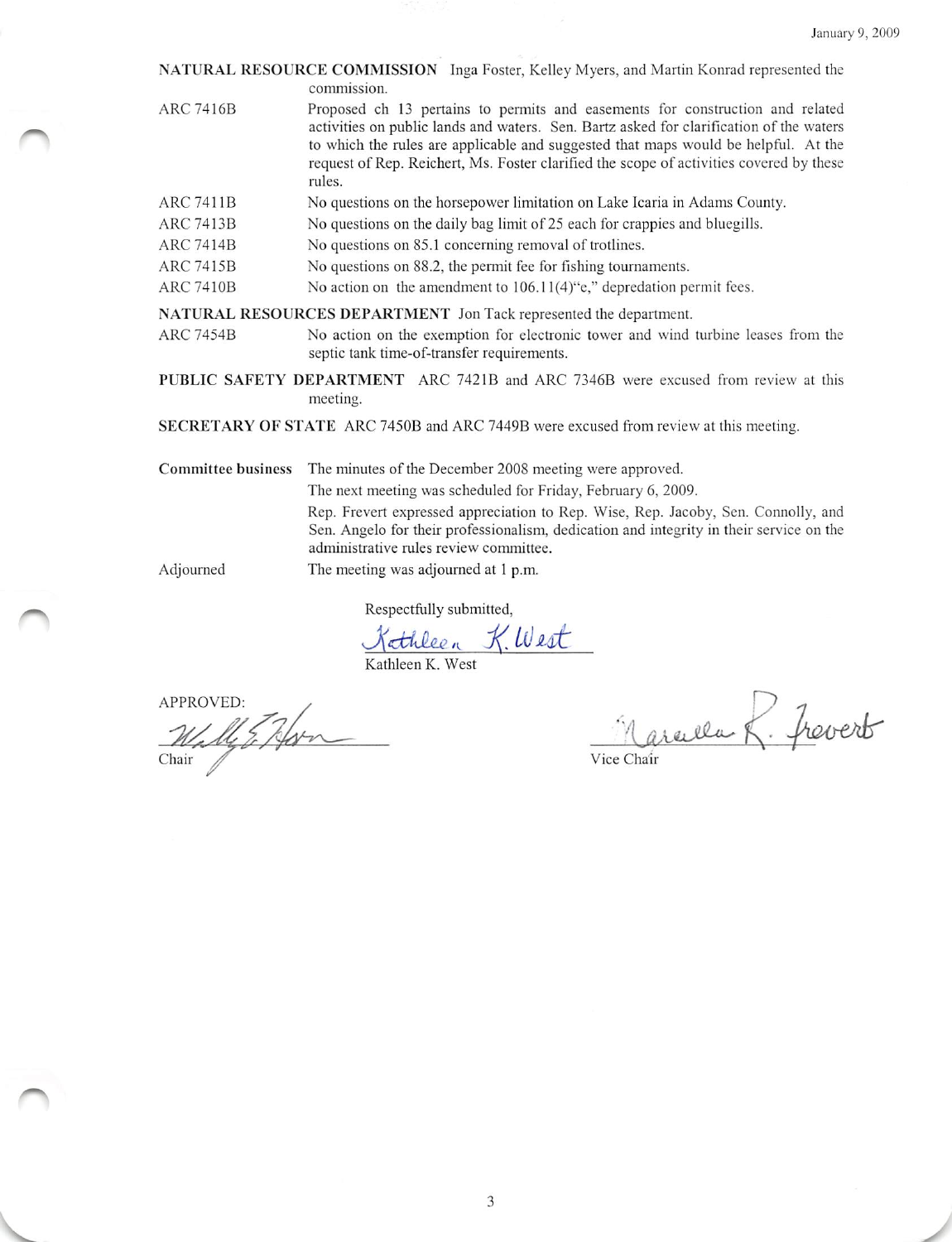**NATURAL RESOURCE COMMISSION** Inga Foster, Kelley Myers, and Martin Konrad represented the commission.

| | |
|---|---|
| ARC 7416B | Proposed ch 13 pertains to permits and easements for construction and related activities on public lands and waters. Sen. Bartz asked for clarification of the waters to which the rules are applicable and suggested that maps would be helpful. At the request of Rep. Reichert, Ms. Foster clarified the scope of activities covered by these rules. |
| ARC 7411B | No questions on the horsepower limitation on Lake Icaria in Adams County. |
| ARC 7413B | No questions on the daily bag limit of 25 each for crappies and bluegills. |
| ARC 7414B | No questions on 85.1 concerning removal of trotlines. |
| ARC 7415B | No questions on 88.2, the permit fee for fishing tournaments. |
| ARC 7410B | No action on the amendment to 106.11(4)"e," depredation permit fees. |

**NATURAL RESOURCES DEPARTMENT** Jon Tack represented the department.

| | |
|---|---|
| ARC 7454B | No action on the exemption for electronic tower and wind turbine leases from the septic tank time-of-transfer requirements. |

**PUBLIC SAFETY DEPARTMENT** ARC 7421B and ARC 7346B were excused from review at this meeting.

**SECRETARY OF STATE** ARC 7450B and ARC 7449B were excused from review at this meeting.

**Committee business** The minutes of the December 2008 meeting were approved.

The next meeting was scheduled for Friday, February 6, 2009.

Rep. Frevert expressed appreciation to Rep. Wise, Rep. Jacoby, Sen. Connolly, and Sen. Angelo for their professionalism, dedication and integrity in their service on the administrative rules review committee.

Adjourned The meeting was adjourned at 1 p.m.

Respectfully submitted,

Kathleen K. West

APPROVED:

Chair

Vice Chair